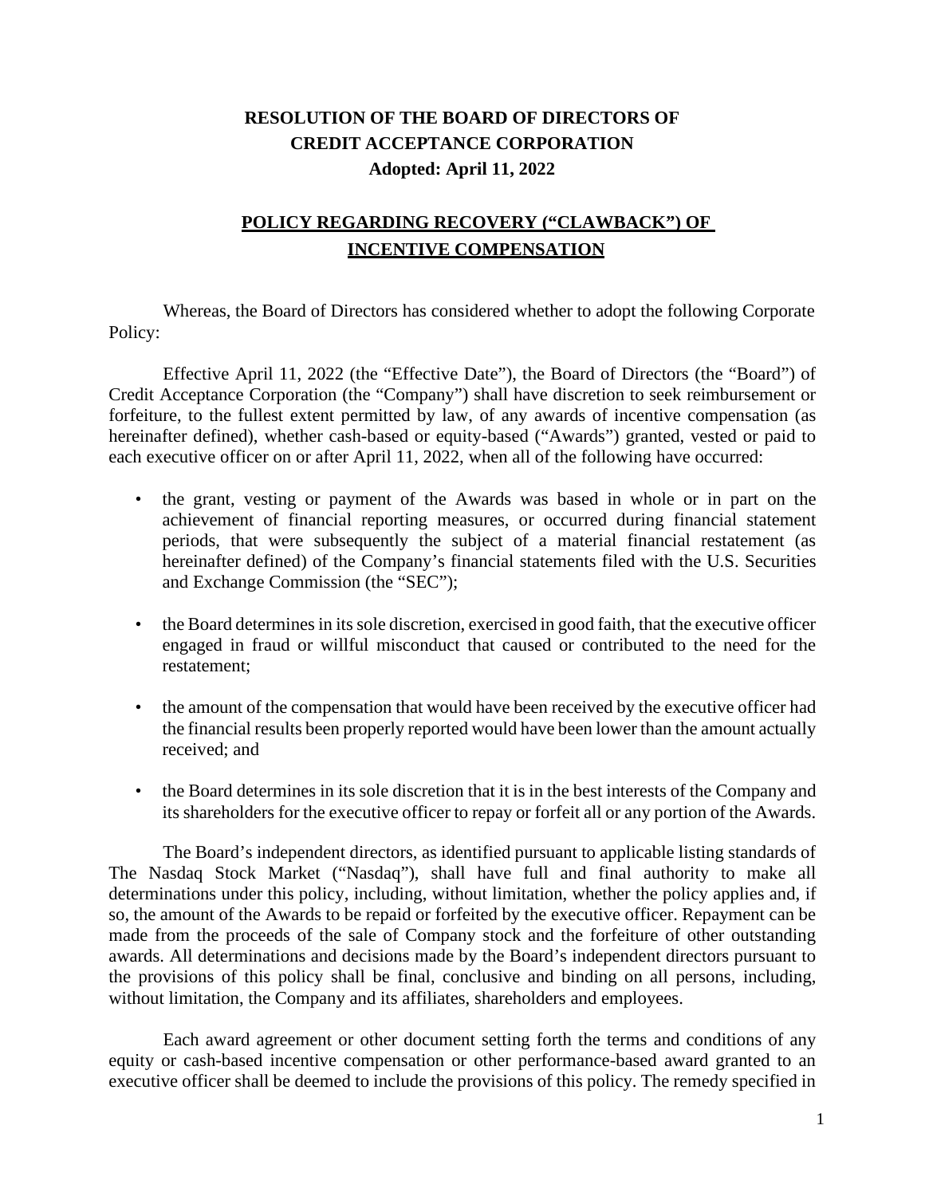**RESOLUTION OF THE BOARD OF DIRECTORS OF**
**CREDIT ACCEPTANCE CORPORATION**
**Adopted: April 11, 2022**

# POLICY REGARDING RECOVERY ("CLAWBACK") OF INCENTIVE COMPENSATION

Whereas, the Board of Directors has considered whether to adopt the following Corporate Policy:

Effective April 11, 2022 (the "Effective Date"), the Board of Directors (the "Board") of Credit Acceptance Corporation (the "Company") shall have discretion to seek reimbursement or forfeiture, to the fullest extent permitted by law, of any awards of incentive compensation (as hereinafter defined), whether cash-based or equity-based ("Awards") granted, vested or paid to each executive officer on or after April 11, 2022, when all of the following have occurred:

- the grant, vesting or payment of the Awards was based in whole or in part on the achievement of financial reporting measures, or occurred during financial statement periods, that were subsequently the subject of a material financial restatement (as hereinafter defined) of the Company's financial statements filed with the U.S. Securities and Exchange Commission (the "SEC");
- the Board determines in its sole discretion, exercised in good faith, that the executive officer engaged in fraud or willful misconduct that caused or contributed to the need for the restatement;
- the amount of the compensation that would have been received by the executive officer had the financial results been properly reported would have been lower than the amount actually received; and
- the Board determines in its sole discretion that it is in the best interests of the Company and its shareholders for the executive officer to repay or forfeit all or any portion of the Awards.

The Board's independent directors, as identified pursuant to applicable listing standards of The Nasdaq Stock Market ("Nasdaq"), shall have full and final authority to make all determinations under this policy, including, without limitation, whether the policy applies and, if so, the amount of the Awards to be repaid or forfeited by the executive officer. Repayment can be made from the proceeds of the sale of Company stock and the forfeiture of other outstanding awards. All determinations and decisions made by the Board's independent directors pursuant to the provisions of this policy shall be final, conclusive and binding on all persons, including, without limitation, the Company and its affiliates, shareholders and employees.

Each award agreement or other document setting forth the terms and conditions of any equity or cash-based incentive compensation or other performance-based award granted to an executive officer shall be deemed to include the provisions of this policy. The remedy specified in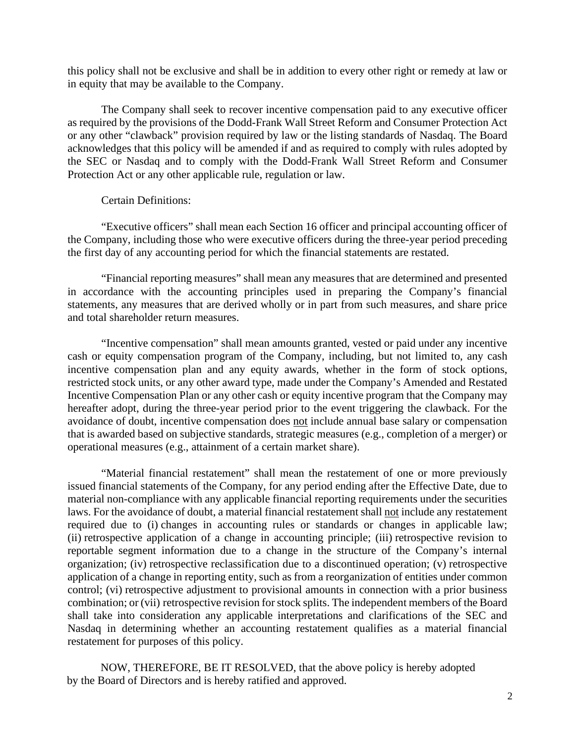this policy shall not be exclusive and shall be in addition to every other right or remedy at law or in equity that may be available to the Company.

The Company shall seek to recover incentive compensation paid to any executive officer as required by the provisions of the Dodd-Frank Wall Street Reform and Consumer Protection Act or any other "clawback" provision required by law or the listing standards of Nasdaq. The Board acknowledges that this policy will be amended if and as required to comply with rules adopted by the SEC or Nasdaq and to comply with the Dodd-Frank Wall Street Reform and Consumer Protection Act or any other applicable rule, regulation or law.

Certain Definitions:

"Executive officers" shall mean each Section 16 officer and principal accounting officer of the Company, including those who were executive officers during the three-year period preceding the first day of any accounting period for which the financial statements are restated.

"Financial reporting measures" shall mean any measures that are determined and presented in accordance with the accounting principles used in preparing the Company's financial statements, any measures that are derived wholly or in part from such measures, and share price and total shareholder return measures.

"Incentive compensation" shall mean amounts granted, vested or paid under any incentive cash or equity compensation program of the Company, including, but not limited to, any cash incentive compensation plan and any equity awards, whether in the form of stock options, restricted stock units, or any other award type, made under the Company's Amended and Restated Incentive Compensation Plan or any other cash or equity incentive program that the Company may hereafter adopt, during the three-year period prior to the event triggering the clawback. For the avoidance of doubt, incentive compensation does <u>not</u> include annual base salary or compensation that is awarded based on subjective standards, strategic measures (e.g., completion of a merger) or operational measures (e.g., attainment of a certain market share).

"Material financial restatement" shall mean the restatement of one or more previously issued financial statements of the Company, for any period ending after the Effective Date, due to material non-compliance with any applicable financial reporting requirements under the securities laws. For the avoidance of doubt, a material financial restatement shall <u>not</u> include any restatement required due to (i) changes in accounting rules or standards or changes in applicable law; (ii) retrospective application of a change in accounting principle; (iii) retrospective revision to reportable segment information due to a change in the structure of the Company's internal organization; (iv) retrospective reclassification due to a discontinued operation; (v) retrospective application of a change in reporting entity, such as from a reorganization of entities under common control; (vi) retrospective adjustment to provisional amounts in connection with a prior business combination; or (vii) retrospective revision for stock splits. The independent members of the Board shall take into consideration any applicable interpretations and clarifications of the SEC and Nasdaq in determining whether an accounting restatement qualifies as a material financial restatement for purposes of this policy.

NOW, THEREFORE, BE IT RESOLVED, that the above policy is hereby adopted by the Board of Directors and is hereby ratified and approved.